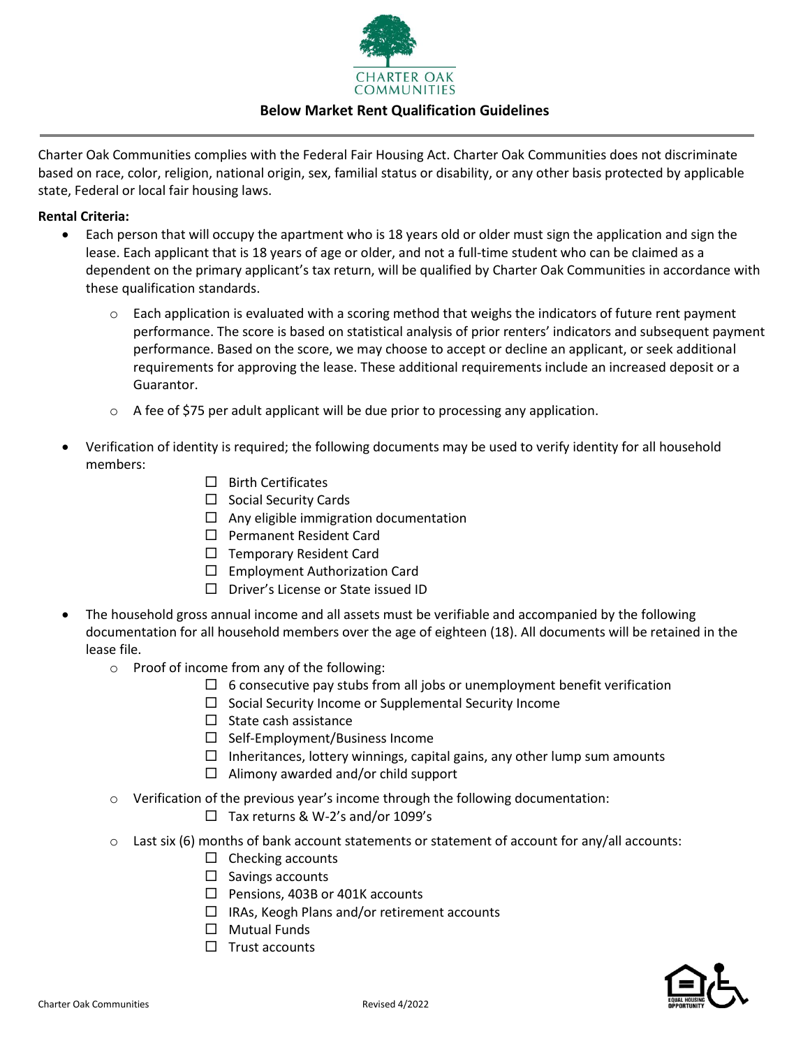CHARTER OAK COMMUNITIES

# Below Market Rent Qualification Guidelines

Charter Oak Communities complies with the Federal Fair Housing Act. Charter Oak Communities does not discriminate based on race, color, religion, national origin, sex, familial status or disability, or any other basis protected by applicable state, Federal or local fair housing laws.

**Rental Criteria:**

- Each person that will occupy the apartment who is 18 years old or older must sign the application and sign the lease. Each applicant that is 18 years of age or older, and not a full-time student who can be claimed as a dependent on the primary applicant's tax return, will be qualified by Charter Oak Communities in accordance with these qualification standards.
  - Each application is evaluated with a scoring method that weighs the indicators of future rent payment performance. The score is based on statistical analysis of prior renters' indicators and subsequent payment performance. Based on the score, we may choose to accept or decline an applicant, or seek additional requirements for approving the lease. These additional requirements include an increased deposit or a Guarantor.
  - A fee of $75 per adult applicant will be due prior to processing any application.
- Verification of identity is required; the following documents may be used to verify identity for all household members:
  - ☐ Birth Certificates
  - ☐ Social Security Cards
  - ☐ Any eligible immigration documentation
  - ☐ Permanent Resident Card
  - ☐ Temporary Resident Card
  - ☐ Employment Authorization Card
  - ☐ Driver's License or State issued ID
- The household gross annual income and all assets must be verifiable and accompanied by the following documentation for all household members over the age of eighteen (18). All documents will be retained in the lease file.
  - Proof of income from any of the following:
    - ☐ 6 consecutive pay stubs from all jobs or unemployment benefit verification
    - ☐ Social Security Income or Supplemental Security Income
    - ☐ State cash assistance
    - ☐ Self-Employment/Business Income
    - ☐ Inheritances, lottery winnings, capital gains, any other lump sum amounts
    - ☐ Alimony awarded and/or child support
  - Verification of the previous year's income through the following documentation:
    - ☐ Tax returns & W-2's and/or 1099's
  - Last six (6) months of bank account statements or statement of account for any/all accounts:
    - ☐ Checking accounts
    - ☐ Savings accounts
    - ☐ Pensions, 403B or 401K accounts
    - ☐ IRAs, Keogh Plans and/or retirement accounts
    - ☐ Mutual Funds
    - ☐ Trust accounts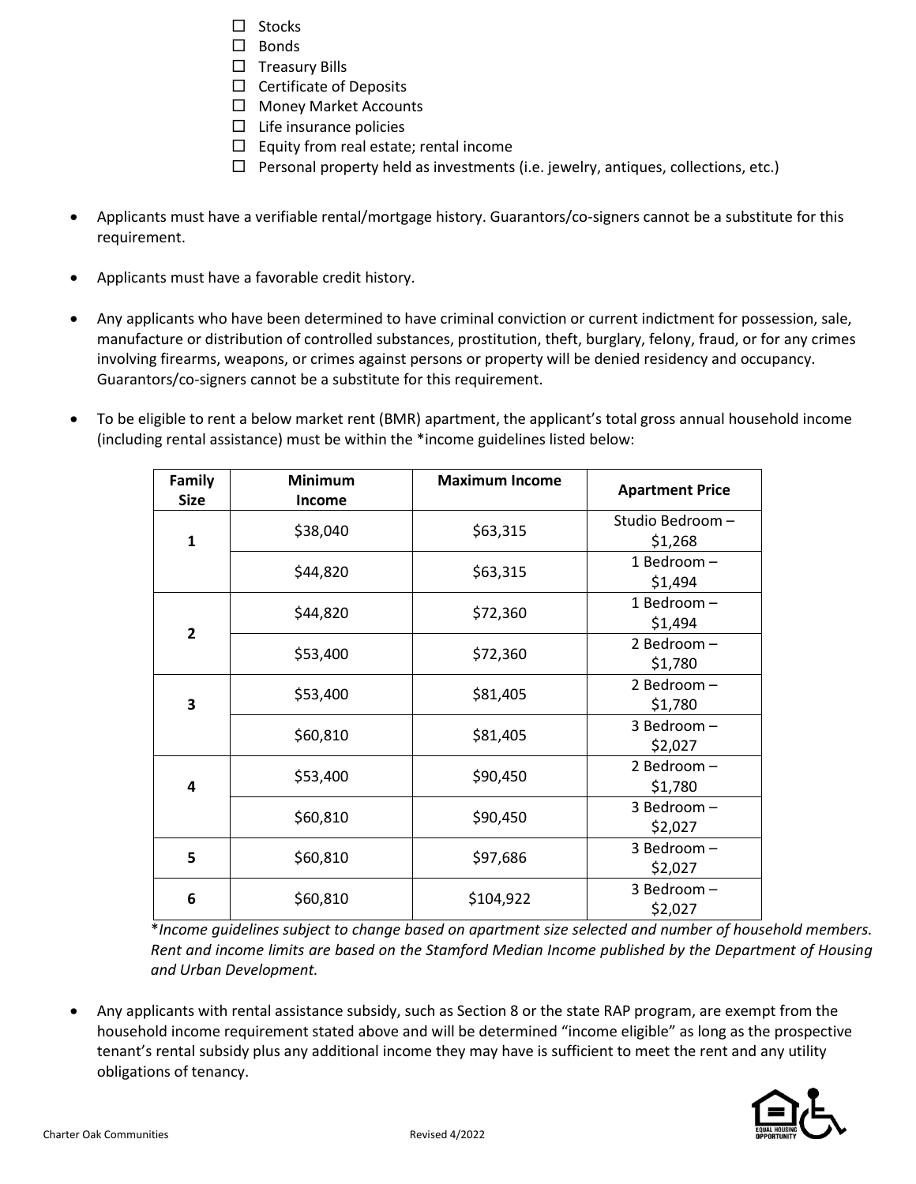- ☐ Stocks
- ☐ Bonds
- ☐ Treasury Bills
- ☐ Certificate of Deposits
- ☐ Money Market Accounts
- ☐ Life insurance policies
- ☐ Equity from real estate; rental income
- ☐ Personal property held as investments (i.e. jewelry, antiques, collections, etc.)

- Applicants must have a verifiable rental/mortgage history. Guarantors/co-signers cannot be a substitute for this requirement.

- Applicants must have a favorable credit history.

- Any applicants who have been determined to have criminal conviction or current indictment for possession, sale, manufacture or distribution of controlled substances, prostitution, theft, burglary, felony, fraud, or for any crimes involving firearms, weapons, or crimes against persons or property will be denied residency and occupancy. Guarantors/co-signers cannot be a substitute for this requirement.

- To be eligible to rent a below market rent (BMR) apartment, the applicant's total gross annual household income (including rental assistance) must be within the *income guidelines listed below:

| Family Size | Minimum Income | Maximum Income | Apartment Price |
|---|---|---|---|
| 1 | $38,040 | $63,315 | Studio Bedroom – $1,268 |
| | $44,820 | $63,315 | 1 Bedroom – $1,494 |
| 2 | $44,820 | $72,360 | 1 Bedroom – $1,494 |
| | $53,400 | $72,360 | 2 Bedroom – $1,780 |
| 3 | $53,400 | $81,405 | 2 Bedroom – $1,780 |
| | $60,810 | $81,405 | 3 Bedroom – $2,027 |
| 4 | $53,400 | $90,450 | 2 Bedroom – $1,780 |
| | $60,810 | $90,450 | 3 Bedroom – $2,027 |
| 5 | $60,810 | $97,686 | 3 Bedroom – $2,027 |
| 6 | $60,810 | $104,922 | 3 Bedroom – $2,027 |

**Income guidelines subject to change based on apartment size selected and number of household members. Rent and income limits are based on the Stamford Median Income published by the Department of Housing and Urban Development.*

- Any applicants with rental assistance subsidy, such as Section 8 or the state RAP program, are exempt from the household income requirement stated above and will be determined "income eligible" as long as the prospective tenant's rental subsidy plus any additional income they may have is sufficient to meet the rent and any utility obligations of tenancy.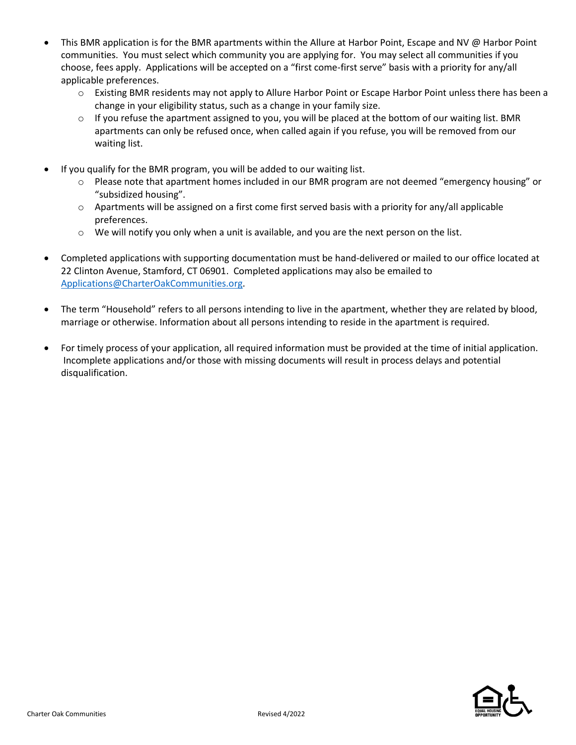- This BMR application is for the BMR apartments within the Allure at Harbor Point, Escape and NV @ Harbor Point communities. You must select which community you are applying for. You may select all communities if you choose, fees apply. Applications will be accepted on a "first come-first serve" basis with a priority for any/all applicable preferences.
    - Existing BMR residents may not apply to Allure Harbor Point or Escape Harbor Point unless there has been a change in your eligibility status, such as a change in your family size.
    - If you refuse the apartment assigned to you, you will be placed at the bottom of our waiting list. BMR apartments can only be refused once, when called again if you refuse, you will be removed from our waiting list.

- If you qualify for the BMR program, you will be added to our waiting list.
    - Please note that apartment homes included in our BMR program are not deemed "emergency housing" or "subsidized housing".
    - Apartments will be assigned on a first come first served basis with a priority for any/all applicable preferences.
    - We will notify you only when a unit is available, and you are the next person on the list.

- Completed applications with supporting documentation must be hand-delivered or mailed to our office located at 22 Clinton Avenue, Stamford, CT 06901. Completed applications may also be emailed to Applications@CharterOakCommunities.org.

- The term "Household" refers to all persons intending to live in the apartment, whether they are related by blood, marriage or otherwise. Information about all persons intending to reside in the apartment is required.

- For timely process of your application, all required information must be provided at the time of initial application. Incomplete applications and/or those with missing documents will result in process delays and potential disqualification.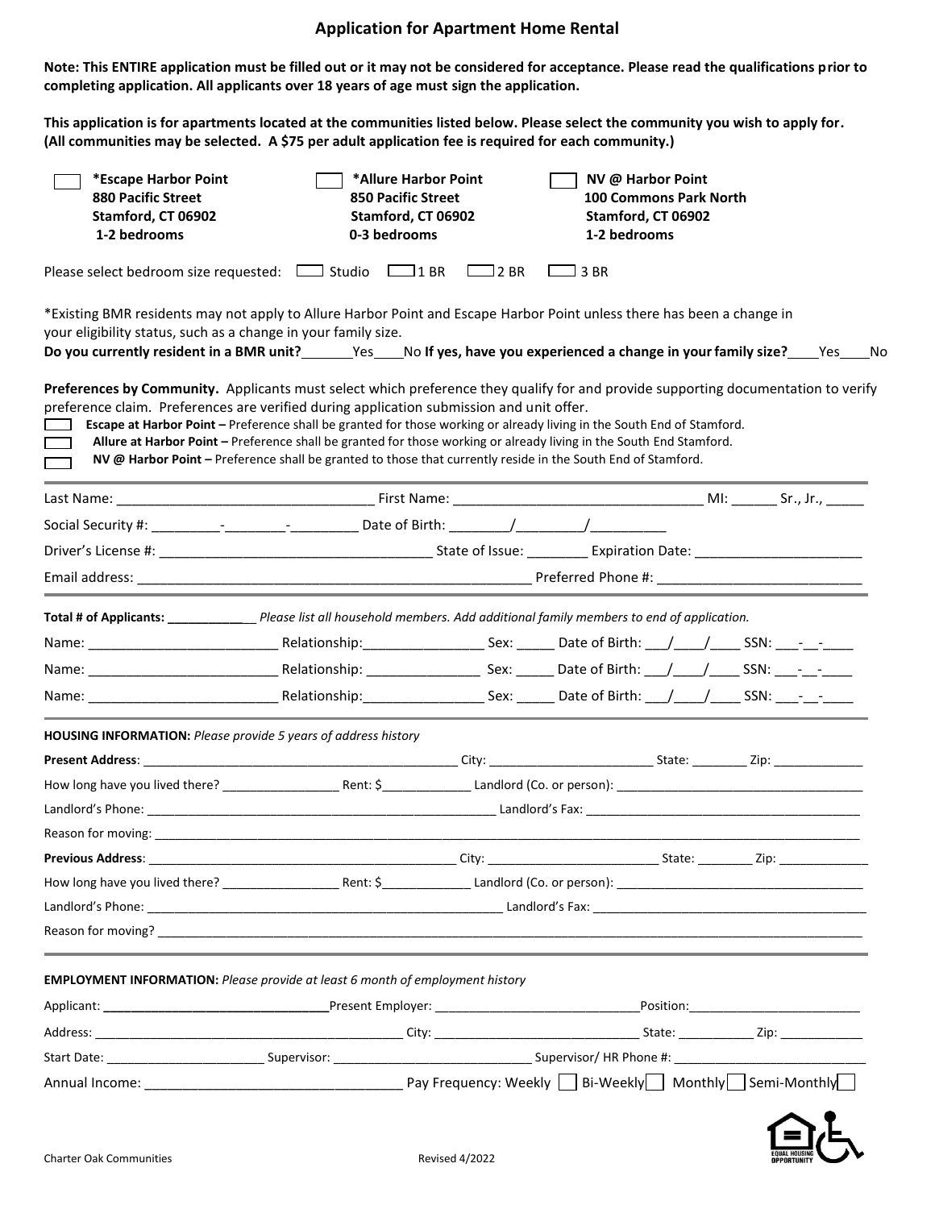# Application for Apartment Home Rental

**Note: This ENTIRE application must be filled out or it may not be considered for acceptance. Please read the qualifications prior to completing application. All applicants over 18 years of age must sign the application.**

**This application is for apartments located at the communities listed below. Please select the community you wish to apply for. (All communities may be selected. A $75 per adult application fee is required for each community.)**

| | | |
|---|---|---|
| ☐ **\*Escape Harbor Point**<br>**880 Pacific Street**<br>**Stamford, CT 06902**<br>**1-2 bedrooms** | ☐ **\*Allure Harbor Point**<br>**850 Pacific Street**<br>**Stamford, CT 06902**<br>**0-3 bedrooms** | ☐ **NV @ Harbor Point**<br>**100 Commons Park North**<br>**Stamford, CT 06902**<br>**1-2 bedrooms** |

Please select bedroom size requested: ☐ Studio ☐ 1 BR ☐ 2 BR ☐ 3 BR

\*Existing BMR residents may not apply to Allure Harbor Point and Escape Harbor Point unless there has been a change in your eligibility status, such as a change in your family size.

**Do you currently resident in a BMR unit?**_______Yes____No **If yes, have you experienced a change in your family size?**____Yes____No

**Preferences by Community.** Applicants must select which preference they qualify for and provide supporting documentation to verify preference claim. Preferences are verified during application submission and unit offer.

☐ **Escape at Harbor Point –** Preference shall be granted for those working or already living in the South End of Stamford.

☐ **Allure at Harbor Point –** Preference shall be granted for those working or already living in the South End Stamford.

☐ **NV @ Harbor Point –** Preference shall be granted to those that currently reside in the South End of Stamford.

---

Last Name: ________________________________ First Name: ________________________________ MI: ______ Sr., Jr., _____

Social Security #: _________-________-_________ Date of Birth: ________/_________/__________

Driver's License #: ___________________________________ State of Issue: ________ Expiration Date: _____________________

Email address: _____________________________________________________ Preferred Phone #: __________________________

---

**Total # of Applicants:** ____________ *Please list all household members. Add additional family members to end of application.*

Name: ________________________ Relationship:________________ Sex: _____ Date of Birth: ___/____/____ SSN: ___-__-____

Name: ________________________ Relationship: _______________ Sex: _____ Date of Birth: ___/____/____ SSN: ___-__-____

Name: ________________________ Relationship:________________ Sex: _____ Date of Birth: ___/____/____ SSN: ___-__-____

---

**HOUSING INFORMATION:** *Please provide 5 years of address history*

**Present Address**: _______________________________________________ City: _______________________ State: ________ Zip: _____________

How long have you lived there? _________________ Rent: $_____________ Landlord (Co. or person): ___________________________________

Landlord's Phone: ____________________________________________________ Landlord's Fax: __________________________________________

Reason for moving: ____________________________________________________________________________________________________

**Previous Address**: ______________________________________________ City: ________________________ State: ________ Zip: _____________

How long have you lived there? _________________ Rent: $_____________ Landlord (Co. or person): ___________________________________

Landlord's Phone: _____________________________________________________ Landlord's Fax: _________________________________________

Reason for moving? _____________________________________________________________________________________________________

---

**EMPLOYMENT INFORMATION:** *Please provide at least 6 month of employment history*

Applicant: ________________________________ Present Employer: ______________________________ Position:_________________________

Address: _____________________________________________ City: _____________________________ State: ___________ Zip: ____________

Start Date: ______________________ Supervisor: ____________________________ Supervisor/ HR Phone #: ___________________________

Annual Income: __________________________________ Pay Frequency: Weekly ☐ Bi-Weekly ☐ Monthly ☐ Semi-Monthly ☐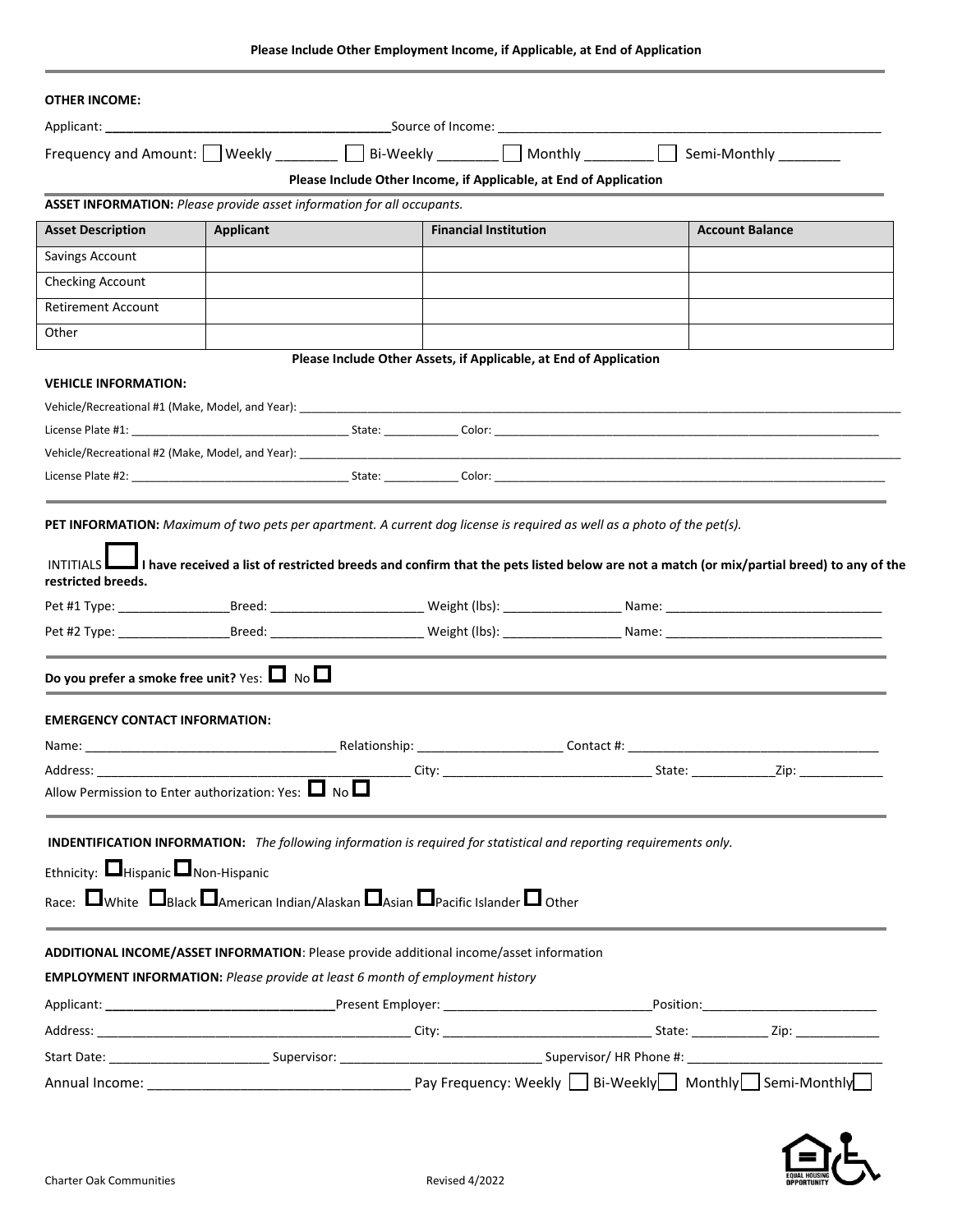**Please Include Other Employment Income, if Applicable, at End of Application**

**OTHER INCOME:**

Applicant: ________________________________________Source of Income: ________________________________________________________

Frequency and Amount: ☐ Weekly ________ ☐ Bi-Weekly ________ ☐ Monthly _________ ☐ Semi-Monthly ________

**Please Include Other Income, if Applicable, at End of Application**

**ASSET INFORMATION:** *Please provide asset information for all occupants.*

| Asset Description | Applicant | Financial Institution | Account Balance |
|---|---|---|---|
| Savings Account | | | |
| Checking Account | | | |
| Retirement Account | | | |
| Other | | | |

**Please Include Other Assets, if Applicable, at End of Application**

**VEHICLE INFORMATION:**

Vehicle/Recreational #1 (Make, Model, and Year): ____________________________________________________________

License Plate #1: ____________________________ State: ____________ Color: ________________________________________

Vehicle/Recreational #2 (Make, Model, and Year): ____________________________________________________________

License Plate #2: ____________________________ State: ____________ Color: ________________________________________

**PET INFORMATION:** *Maximum of two pets per apartment. A current dog license is required as well as a photo of the pet(s).*

INTITIALS ☐ **I have received a list of restricted breeds and confirm that the pets listed below are not a match (or mix/partial breed) to any of the restricted breeds.**

Pet #1 Type: ________________Breed: ______________________ Weight (lbs): _________________ Name: _______________________________

Pet #2 Type: ________________Breed: ______________________ Weight (lbs): _________________ Name: _______________________________

**Do you prefer a smoke free unit?** Yes: ☐ No ☐

**EMERGENCY CONTACT INFORMATION:**

Name: ___________________________________ Relationship: ____________________ Contact #: ___________________________________

Address: _____________________________________________ City: ______________________________ State: ____________Zip: ____________

Allow Permission to Enter authorization: Yes: ☐ No ☐

**INDENTIFICATION INFORMATION:** *The following information is required for statistical and reporting requirements only.*

Ethnicity: ☐Hispanic ☐Non-Hispanic

Race: ☐White ☐Black ☐American Indian/Alaskan ☐Asian ☐Pacific Islander ☐ Other

**ADDITIONAL INCOME/ASSET INFORMATION**: Please provide additional income/asset information

**EMPLOYMENT INFORMATION:** *Please provide at least 6 month of employment history*

Applicant: _________________________________Present Employer: ______________________________Position:_________________________

Address: _____________________________________________ City: ______________________________ State: ___________ Zip: ____________

Start Date: _______________________ Supervisor: _____________________________ Supervisor/ HR Phone #: ____________________________

Annual Income: __________________________________ Pay Frequency: Weekly ☐ Bi-Weekly☐ Monthly☐ Semi-Monthly☐

Charter Oak Communities

Revised 4/2022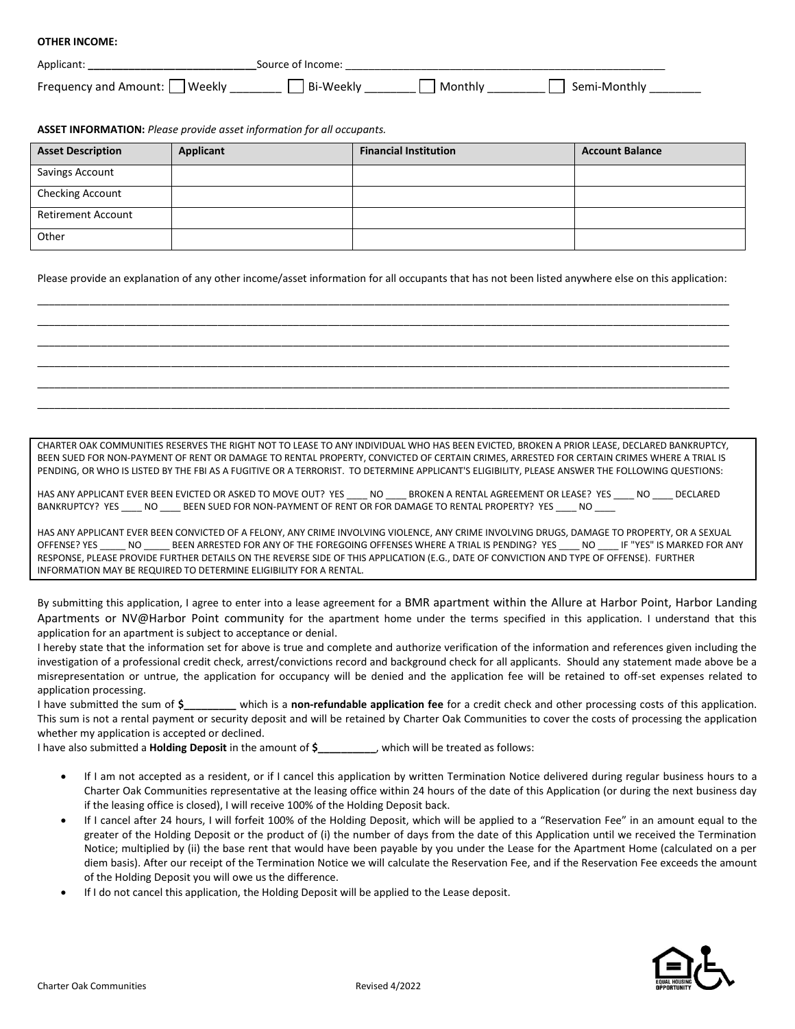**OTHER INCOME:**

Applicant: ____________________________ Source of Income: ______________________________________________________

Frequency and Amount: ☐ Weekly ________ ☐ Bi-Weekly ________ ☐ Monthly _________ ☐ Semi-Monthly ________

**ASSET INFORMATION:** *Please provide asset information for all occupants.*

| Asset Description | Applicant | Financial Institution | Account Balance |
|---|---|---|---|
| Savings Account | | | |
| Checking Account | | | |
| Retirement Account | | | |
| Other | | | |

Please provide an explanation of any other income/asset information for all occupants that has not been listed anywhere else on this application:

______________________________________________________________________________________________________________

______________________________________________________________________________________________________________

______________________________________________________________________________________________________________

______________________________________________________________________________________________________________

______________________________________________________________________________________________________________

______________________________________________________________________________________________________________

CHARTER OAK COMMUNITIES RESERVES THE RIGHT NOT TO LEASE TO ANY INDIVIDUAL WHO HAS BEEN EVICTED, BROKEN A PRIOR LEASE, DECLARED BANKRUPTCY, BEEN SUED FOR NON-PAYMENT OF RENT OR DAMAGE TO RENTAL PROPERTY, CONVICTED OF CERTAIN CRIMES, ARRESTED FOR CERTAIN CRIMES WHERE A TRIAL IS PENDING, OR WHO IS LISTED BY THE FBI AS A FUGITIVE OR A TERRORIST. TO DETERMINE APPLICANT'S ELIGIBILITY, PLEASE ANSWER THE FOLLOWING QUESTIONS:

HAS ANY APPLICANT EVER BEEN EVICTED OR ASKED TO MOVE OUT? YES ____ NO ____ BROKEN A RENTAL AGREEMENT OR LEASE? YES ____ NO ____ DECLARED BANKRUPTCY? YES ____ NO ____ BEEN SUED FOR NON-PAYMENT OF RENT OR FOR DAMAGE TO RENTAL PROPERTY? YES ____ NO ____

HAS ANY APPLICANT EVER BEEN CONVICTED OF A FELONY, ANY CRIME INVOLVING VIOLENCE, ANY CRIME INVOLVING DRUGS, DAMAGE TO PROPERTY, OR A SEXUAL OFFENSE? YES _____ NO _____ BEEN ARRESTED FOR ANY OF THE FOREGOING OFFENSES WHERE A TRIAL IS PENDING? YES ____ NO ____ IF "YES" IS MARKED FOR ANY RESPONSE, PLEASE PROVIDE FURTHER DETAILS ON THE REVERSE SIDE OF THIS APPLICATION (E.G., DATE OF CONVICTION AND TYPE OF OFFENSE). FURTHER INFORMATION MAY BE REQUIRED TO DETERMINE ELIGIBILITY FOR A RENTAL.

By submitting this application, I agree to enter into a lease agreement for a BMR apartment within the Allure at Harbor Point, Harbor Landing Apartments or NV@Harbor Point community for the apartment home under the terms specified in this application. I understand that this application for an apartment is subject to acceptance or denial.

I hereby state that the information set for above is true and complete and authorize verification of the information and references given including the investigation of a professional credit check, arrest/convictions record and background check for all applicants. Should any statement made above be a misrepresentation or untrue, the application for occupancy will be denied and the application fee will be retained to off-set expenses related to application processing.

I have submitted the sum of **$_________** which is a **non-refundable application fee** for a credit check and other processing costs of this application. This sum is not a rental payment or security deposit and will be retained by Charter Oak Communities to cover the costs of processing the application whether my application is accepted or declined.

I have also submitted a **Holding Deposit** in the amount of **$__________**, which will be treated as follows:

- If I am not accepted as a resident, or if I cancel this application by written Termination Notice delivered during regular business hours to a Charter Oak Communities representative at the leasing office within 24 hours of the date of this Application (or during the next business day if the leasing office is closed), I will receive 100% of the Holding Deposit back.
- If I cancel after 24 hours, I will forfeit 100% of the Holding Deposit, which will be applied to a "Reservation Fee" in an amount equal to the greater of the Holding Deposit or the product of (i) the number of days from the date of this Application until we received the Termination Notice; multiplied by (ii) the base rent that would have been payable by you under the Lease for the Apartment Home (calculated on a per diem basis). After our receipt of the Termination Notice we will calculate the Reservation Fee, and if the Reservation Fee exceeds the amount of the Holding Deposit you will owe us the difference.
- If I do not cancel this application, the Holding Deposit will be applied to the Lease deposit.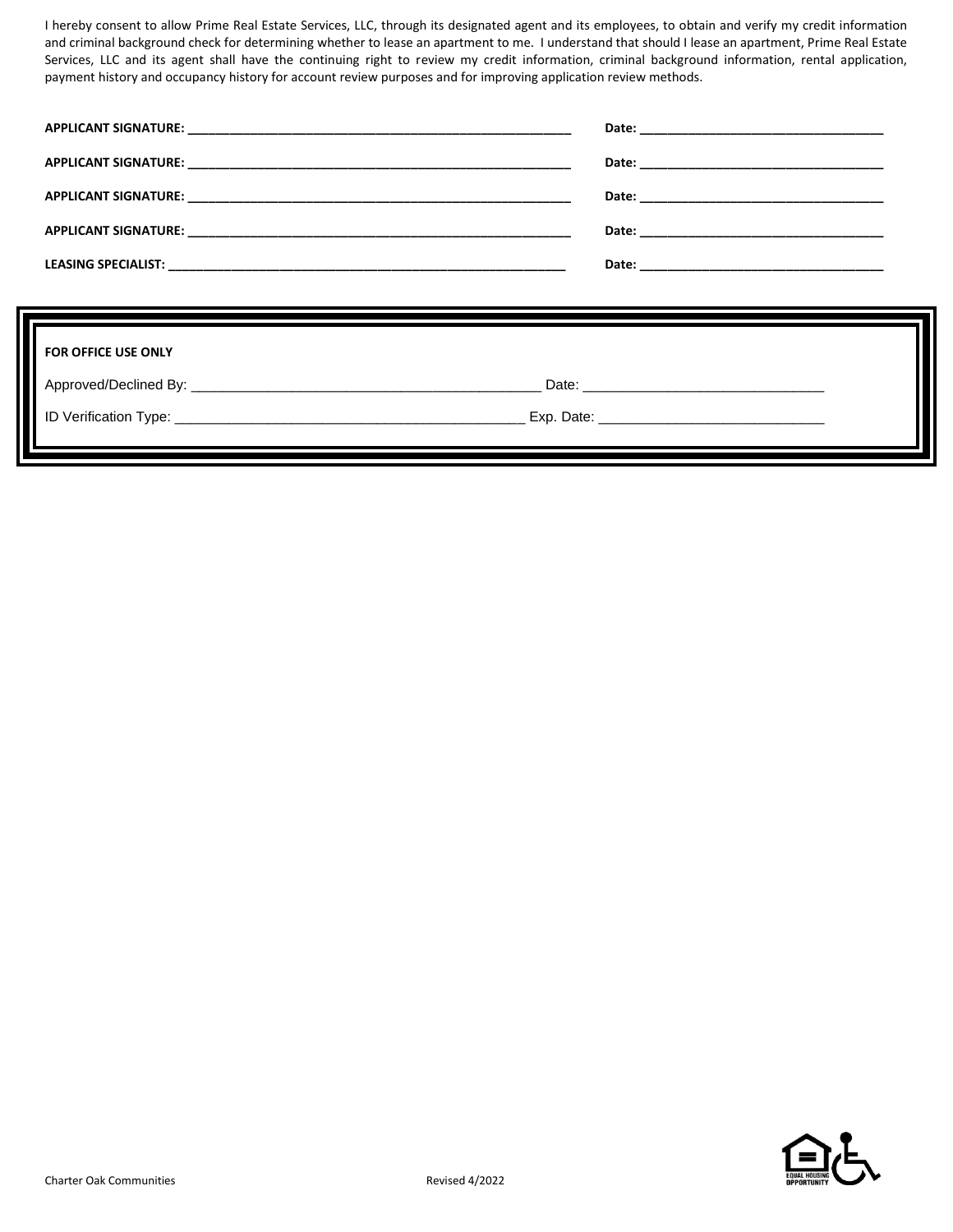I hereby consent to allow Prime Real Estate Services, LLC, through its designated agent and its employees, to obtain and verify my credit information and criminal background check for determining whether to lease an apartment to me. I understand that should I lease an apartment, Prime Real Estate Services, LLC and its agent shall have the continuing right to review my credit information, criminal background information, rental application, payment history and occupancy history for account review purposes and for improving application review methods.

**APPLICANT SIGNATURE:** ________________________________________ **Date:** ______________________________

**APPLICANT SIGNATURE:** ________________________________________ **Date:** ______________________________

**APPLICANT SIGNATURE:** ________________________________________ **Date:** ______________________________

**APPLICANT SIGNATURE:** ________________________________________ **Date:** ______________________________

**LEASING SPECIALIST:** ________________________________________ **Date:** ______________________________

**FOR OFFICE USE ONLY**

Approved/Declined By: ________________________________________ Date: ______________________________

ID Verification Type: ________________________________________ Exp. Date: ______________________________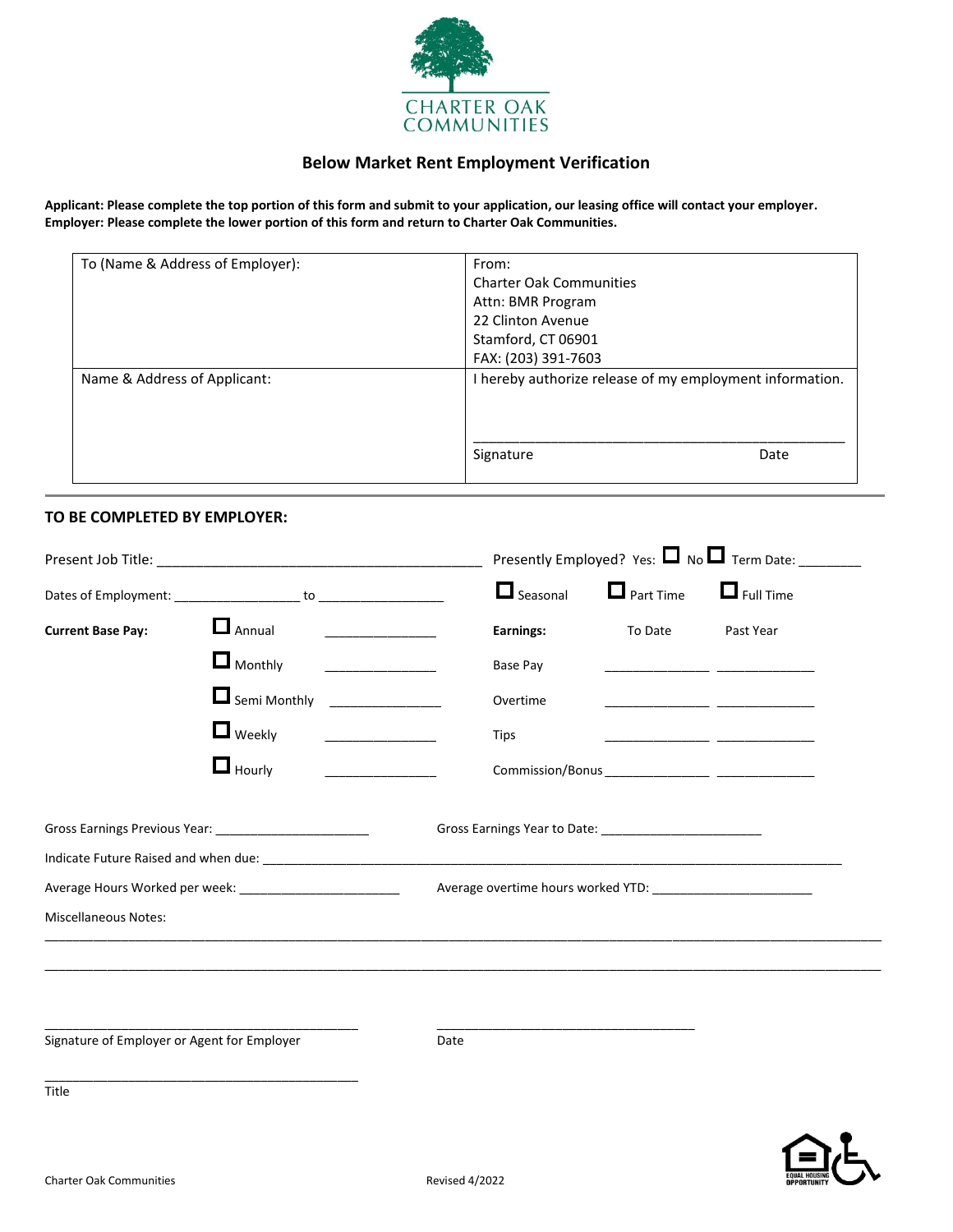CHARTER OAK COMMUNITIES

## Below Market Rent Employment Verification

**Applicant: Please complete the top portion of this form and submit to your application, our leasing office will contact your employer.**
**Employer: Please complete the lower portion of this form and return to Charter Oak Communities.**

| To (Name & Address of Employer): | From:<br>Charter Oak Communities<br>Attn: BMR Program<br>22 Clinton Avenue<br>Stamford, CT 06901<br>FAX: (203) 391-7603 |
|---|---|
| Name & Address of Applicant: | I hereby authorize release of my employment information.<br><br>_______________________________________________<br>Signature Date |

### TO BE COMPLETED BY EMPLOYER:

Present Job Title: ___________________________________________ Presently Employed? Yes: ☐ No ☐ Term Date: ________

Dates of Employment: _________________ to _________________ ☐ Seasonal ☐ Part Time ☐ Full Time

| **Current Base Pay:** | | | **Earnings:** | To Date | Past Year |
|---|---|---|---|---|---|
| | ☐ Annual | _______________ | Base Pay | ______________ | _____________ |
| | ☐ Monthly | _______________ | Overtime | ______________ | _____________ |
| | ☐ Semi Monthly | _______________ | Tips | ______________ | _____________ |
| | ☐ Weekly | _______________ | Commission/Bonus | ______________ | _____________ |
| | ☐ Hourly | _______________ | | | |

Gross Earnings Previous Year: ______________________ Gross Earnings Year to Date: ______________________

Indicate Future Raised and when due: ___________________________________________________________________________________

Average Hours Worked per week: ______________________ Average overtime hours worked YTD: ______________________

Miscellaneous Notes:

_____________________________________________________________________________________________________

_____________________________________________________________________________________________________

_____________________________________________ ____________________________________
Signature of Employer or Agent for Employer Date

_____________________________________________
Title

Charter Oak Communities Revised 4/2022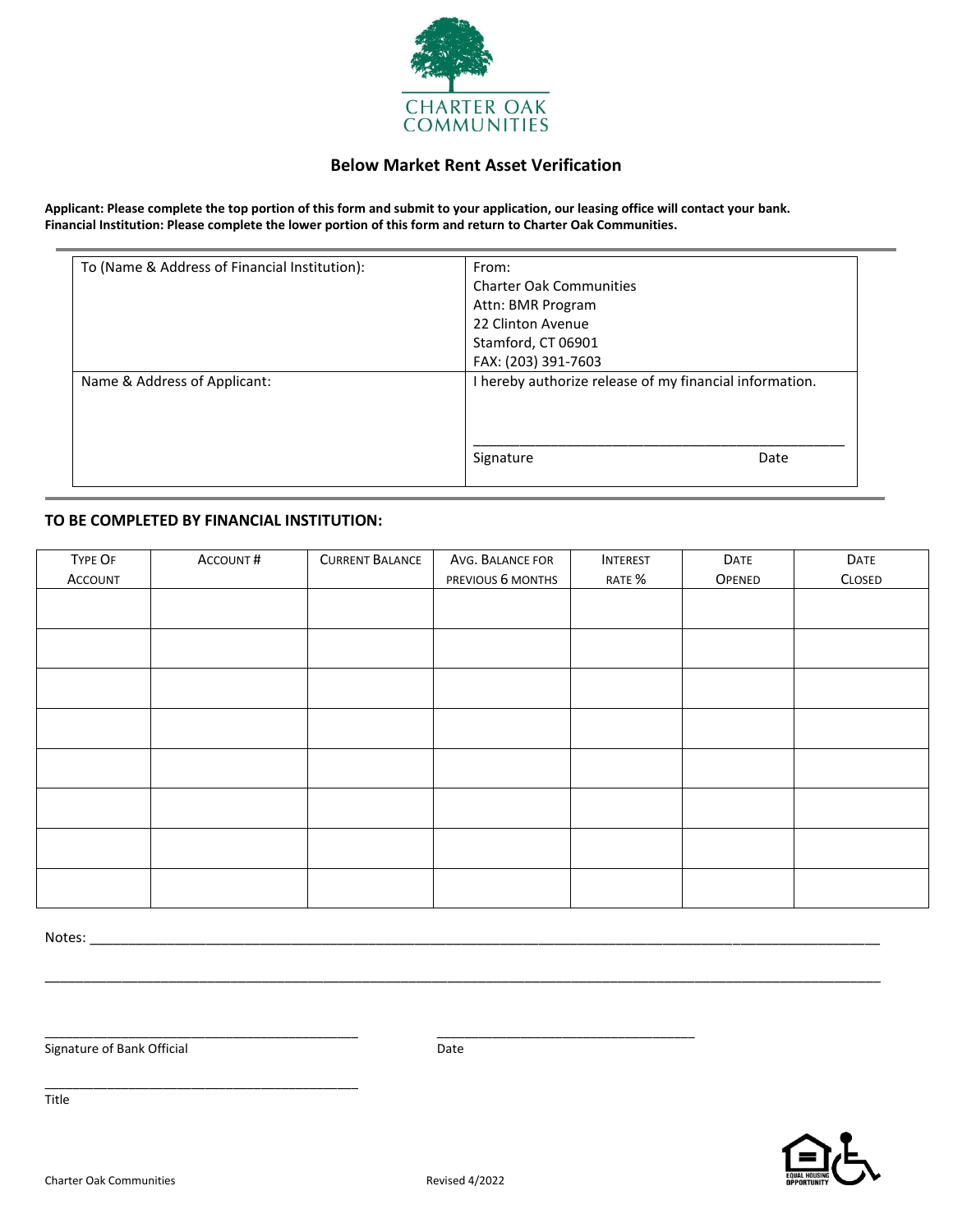CHARTER OAK COMMUNITIES

## Below Market Rent Asset Verification

**Applicant: Please complete the top portion of this form and submit to your application, our leasing office will contact your bank.**
**Financial Institution: Please complete the lower portion of this form and return to Charter Oak Communities.**

| | |
|---|---|
| To (Name & Address of Financial Institution): | From:<br>Charter Oak Communities<br>Attn: BMR Program<br>22 Clinton Avenue<br>Stamford, CT 06901<br>FAX: (203) 391-7603 |
| Name & Address of Applicant: | I hereby authorize release of my financial information.<br><br>______________________________<br>Signature Date |

### TO BE COMPLETED BY FINANCIAL INSTITUTION:

| TYPE OF ACCOUNT | ACCOUNT # | CURRENT BALANCE | AVG. BALANCE FOR PREVIOUS 6 MONTHS | INTEREST RATE % | DATE OPENED | DATE CLOSED |
|---|---|---|---|---|---|---|
| | | | | | | |
| | | | | | | |
| | | | | | | |
| | | | | | | |
| | | | | | | |
| | | | | | | |
| | | | | | | |
| | | | | | | |

Notes: ______________________________________________________________________________

______________________________________________________________________________

______________________________ ______________________________
Signature of Bank Official Date

______________________________
Title

Charter Oak Communities Revised 4/2022